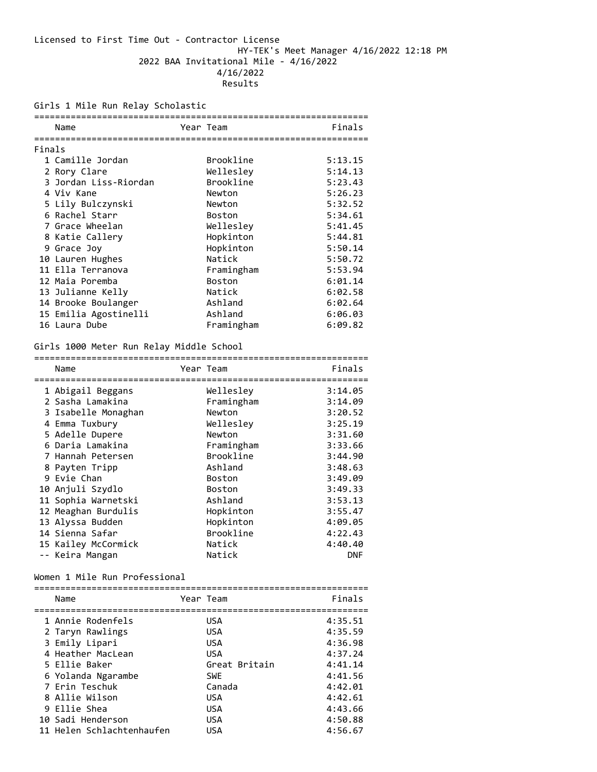Licensed to First Time Out - Contractor License

HY-TEK's Meet Manager 4/16/2022 12:18 PM

# 2022 BAA Invitational Mile - 4/16/2022

4/16/2022

Results

## Girls 1 Mile Run Relay Scholastic

Finals

| | Name | Year | Team | Finals |
|---|---|---|---|---|
| 1 | Camille Jordan | | Brookline | 5:13.15 |
| 2 | Rory Clare | | Wellesley | 5:14.13 |
| 3 | Jordan Liss-Riordan | | Brookline | 5:23.43 |
| 4 | Viv Kane | | Newton | 5:26.23 |
| 5 | Lily Bulczynski | | Newton | 5:32.52 |
| 6 | Rachel Starr | | Boston | 5:34.61 |
| 7 | Grace Wheelan | | Wellesley | 5:41.45 |
| 8 | Katie Callery | | Hopkinton | 5:44.81 |
| 9 | Grace Joy | | Hopkinton | 5:50.14 |
| 10 | Lauren Hughes | | Natick | 5:50.72 |
| 11 | Ella Terranova | | Framingham | 5:53.94 |
| 12 | Maia Poremba | | Boston | 6:01.14 |
| 13 | Julianne Kelly | | Natick | 6:02.58 |
| 14 | Brooke Boulanger | | Ashland | 6:02.64 |
| 15 | Emilia Agostinelli | | Ashland | 6:06.03 |
| 16 | Laura Dube | | Framingham | 6:09.82 |

## Girls 1000 Meter Run Relay Middle School

| | Name | Year | Team | Finals |
|---|---|---|---|---|
| 1 | Abigail Beggans | | Wellesley | 3:14.05 |
| 2 | Sasha Lamakina | | Framingham | 3:14.09 |
| 3 | Isabelle Monaghan | | Newton | 3:20.52 |
| 4 | Emma Tuxbury | | Wellesley | 3:25.19 |
| 5 | Adelle Dupere | | Newton | 3:31.60 |
| 6 | Daria Lamakina | | Framingham | 3:33.66 |
| 7 | Hannah Petersen | | Brookline | 3:44.90 |
| 8 | Payten Tripp | | Ashland | 3:48.63 |
| 9 | Evie Chan | | Boston | 3:49.09 |
| 10 | Anjuli Szydlo | | Boston | 3:49.33 |
| 11 | Sophia Warnetski | | Ashland | 3:53.13 |
| 12 | Meaghan Burdulis | | Hopkinton | 3:55.47 |
| 13 | Alyssa Budden | | Hopkinton | 4:09.05 |
| 14 | Sienna Safar | | Brookline | 4:22.43 |
| 15 | Kailey McCormick | | Natick | 4:40.40 |
| -- | Keira Mangan | | Natick | DNF |

## Women 1 Mile Run Professional

| | Name | Year | Team | Finals |
|---|---|---|---|---|
| 1 | Annie Rodenfels | | USA | 4:35.51 |
| 2 | Taryn Rawlings | | USA | 4:35.59 |
| 3 | Emily Lipari | | USA | 4:36.98 |
| 4 | Heather MacLean | | USA | 4:37.24 |
| 5 | Ellie Baker | | Great Britain | 4:41.14 |
| 6 | Yolanda Ngarambe | | SWE | 4:41.56 |
| 7 | Erin Teschuk | | Canada | 4:42.01 |
| 8 | Allie Wilson | | USA | 4:42.61 |
| 9 | Ellie Shea | | USA | 4:43.66 |
| 10 | Sadi Henderson | | USA | 4:50.88 |
| 11 | Helen Schlachtenhaufen | | USA | 4:56.67 |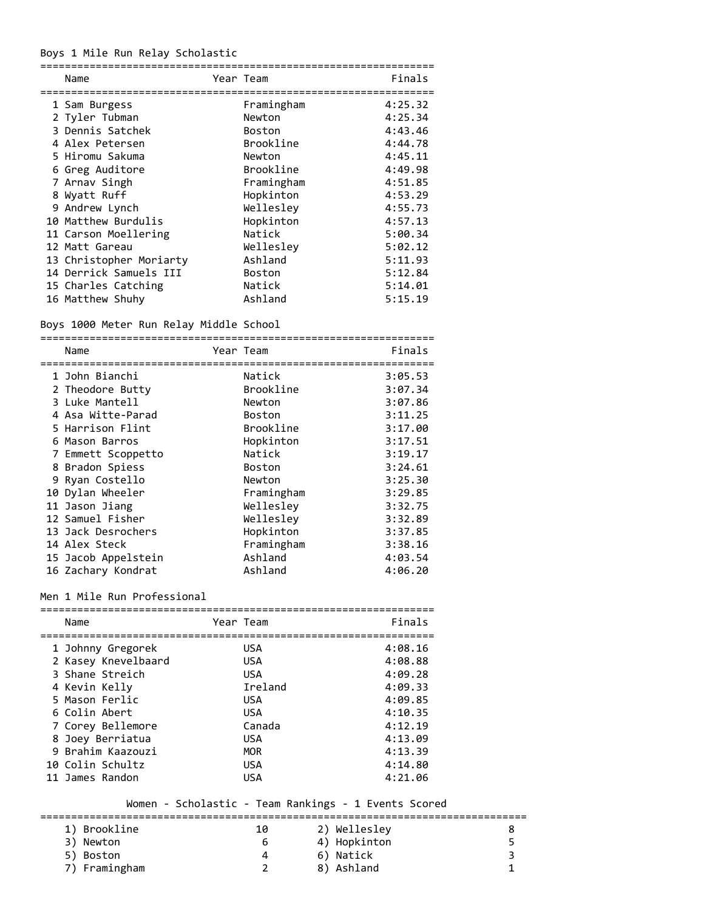## Boys 1 Mile Run Relay Scholastic

| | Name | Year | Team | Finals |
|---|---|---|---|---|
| 1 | Sam Burgess | | Framingham | 4:25.32 |
| 2 | Tyler Tubman | | Newton | 4:25.34 |
| 3 | Dennis Satchek | | Boston | 4:43.46 |
| 4 | Alex Petersen | | Brookline | 4:44.78 |
| 5 | Hiromu Sakuma | | Newton | 4:45.11 |
| 6 | Greg Auditore | | Brookline | 4:49.98 |
| 7 | Arnav Singh | | Framingham | 4:51.85 |
| 8 | Wyatt Ruff | | Hopkinton | 4:53.29 |
| 9 | Andrew Lynch | | Wellesley | 4:55.73 |
| 10 | Matthew Burdulis | | Hopkinton | 4:57.13 |
| 11 | Carson Moellering | | Natick | 5:00.34 |
| 12 | Matt Gareau | | Wellesley | 5:02.12 |
| 13 | Christopher Moriarty | | Ashland | 5:11.93 |
| 14 | Derrick Samuels III | | Boston | 5:12.84 |
| 15 | Charles Catching | | Natick | 5:14.01 |
| 16 | Matthew Shuhy | | Ashland | 5:15.19 |

## Boys 1000 Meter Run Relay Middle School

| | Name | Year | Team | Finals |
|---|---|---|---|---|
| 1 | John Bianchi | | Natick | 3:05.53 |
| 2 | Theodore Butty | | Brookline | 3:07.34 |
| 3 | Luke Mantell | | Newton | 3:07.86 |
| 4 | Asa Witte-Parad | | Boston | 3:11.25 |
| 5 | Harrison Flint | | Brookline | 3:17.00 |
| 6 | Mason Barros | | Hopkinton | 3:17.51 |
| 7 | Emmett Scoppetto | | Natick | 3:19.17 |
| 8 | Bradon Spiess | | Boston | 3:24.61 |
| 9 | Ryan Costello | | Newton | 3:25.30 |
| 10 | Dylan Wheeler | | Framingham | 3:29.85 |
| 11 | Jason Jiang | | Wellesley | 3:32.75 |
| 12 | Samuel Fisher | | Wellesley | 3:32.89 |
| 13 | Jack Desrochers | | Hopkinton | 3:37.85 |
| 14 | Alex Steck | | Framingham | 3:38.16 |
| 15 | Jacob Appelstein | | Ashland | 4:03.54 |
| 16 | Zachary Kondrat | | Ashland | 4:06.20 |

## Men 1 Mile Run Professional

| | Name | Year | Team | Finals |
|---|---|---|---|---|
| 1 | Johnny Gregorek | | USA | 4:08.16 |
| 2 | Kasey Knevelbaard | | USA | 4:08.88 |
| 3 | Shane Streich | | USA | 4:09.28 |
| 4 | Kevin Kelly | | Ireland | 4:09.33 |
| 5 | Mason Ferlic | | USA | 4:09.85 |
| 6 | Colin Abert | | USA | 4:10.35 |
| 7 | Corey Bellemore | | Canada | 4:12.19 |
| 8 | Joey Berriatua | | USA | 4:13.09 |
| 9 | Brahim Kaazouzi | | MOR | 4:13.39 |
| 10 | Colin Schultz | | USA | 4:14.80 |
| 11 | James Randon | | USA | 4:21.06 |

## Women - Scholastic - Team Rankings - 1 Events Scored

| Rank | Team | Points | Rank | Team | Points |
|---|---|---|---|---|---|
| 1) | Brookline | 10 | 2) | Wellesley | 8 |
| 3) | Newton | 6 | 4) | Hopkinton | 5 |
| 5) | Boston | 4 | 6) | Natick | 3 |
| 7) | Framingham | 2 | 8) | Ashland | 1 |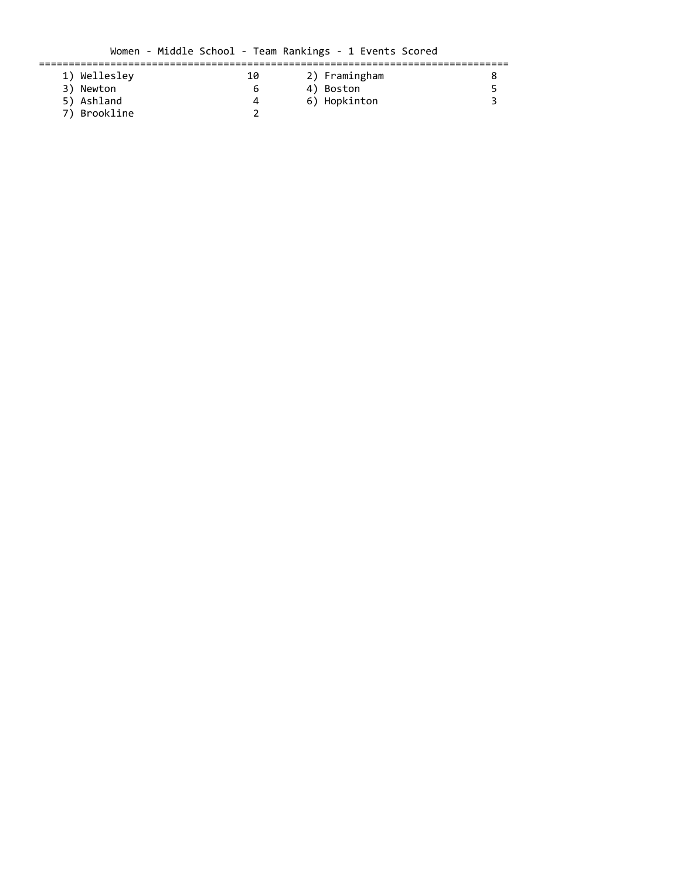## Women - Middle School - Team Rankings - 1 Events Scored

| | | | |
|---|---|---|---|
| 1) Wellesley | 10 | 2) Framingham | 8 |
| 3) Newton | 6 | 4) Boston | 5 |
| 5) Ashland | 4 | 6) Hopkinton | 3 |
| 7) Brookline | 2 | | |